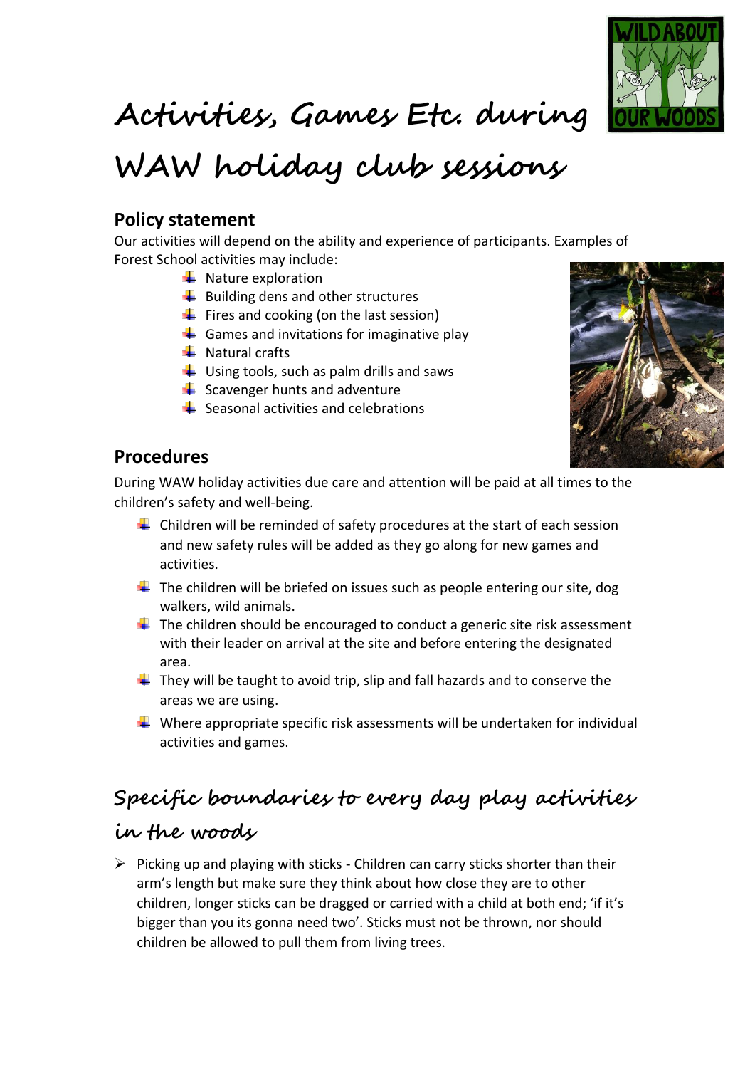# Activities, Games Etc. during WAW holiday club sessions

## Policy statement

Our activities will depend on the ability and experience of participants. Examples of Forest School activities may include:

- Nature exploration
- Building dens and other structures
- Fires and cooking (on the last session)
- Games and invitations for imaginative play
- Natural crafts
- Using tools, such as palm drills and saws
- Scavenger hunts and adventure
- Seasonal activities and celebrations

## Procedures

During WAW holiday activities due care and attention will be paid at all times to the children's safety and well-being.

- Children will be reminded of safety procedures at the start of each session and new safety rules will be added as they go along for new games and activities.
- The children will be briefed on issues such as people entering our site, dog walkers, wild animals.
- The children should be encouraged to conduct a generic site risk assessment with their leader on arrival at the site and before entering the designated area.
- They will be taught to avoid trip, slip and fall hazards and to conserve the areas we are using.
- Where appropriate specific risk assessments will be undertaken for individual activities and games.

## Specific boundaries to every day play activities in the woods

- Picking up and playing with sticks - Children can carry sticks shorter than their arm's length but make sure they think about how close they are to other children, longer sticks can be dragged or carried with a child at both end; 'if it's bigger than you its gonna need two'. Sticks must not be thrown, nor should children be allowed to pull them from living trees.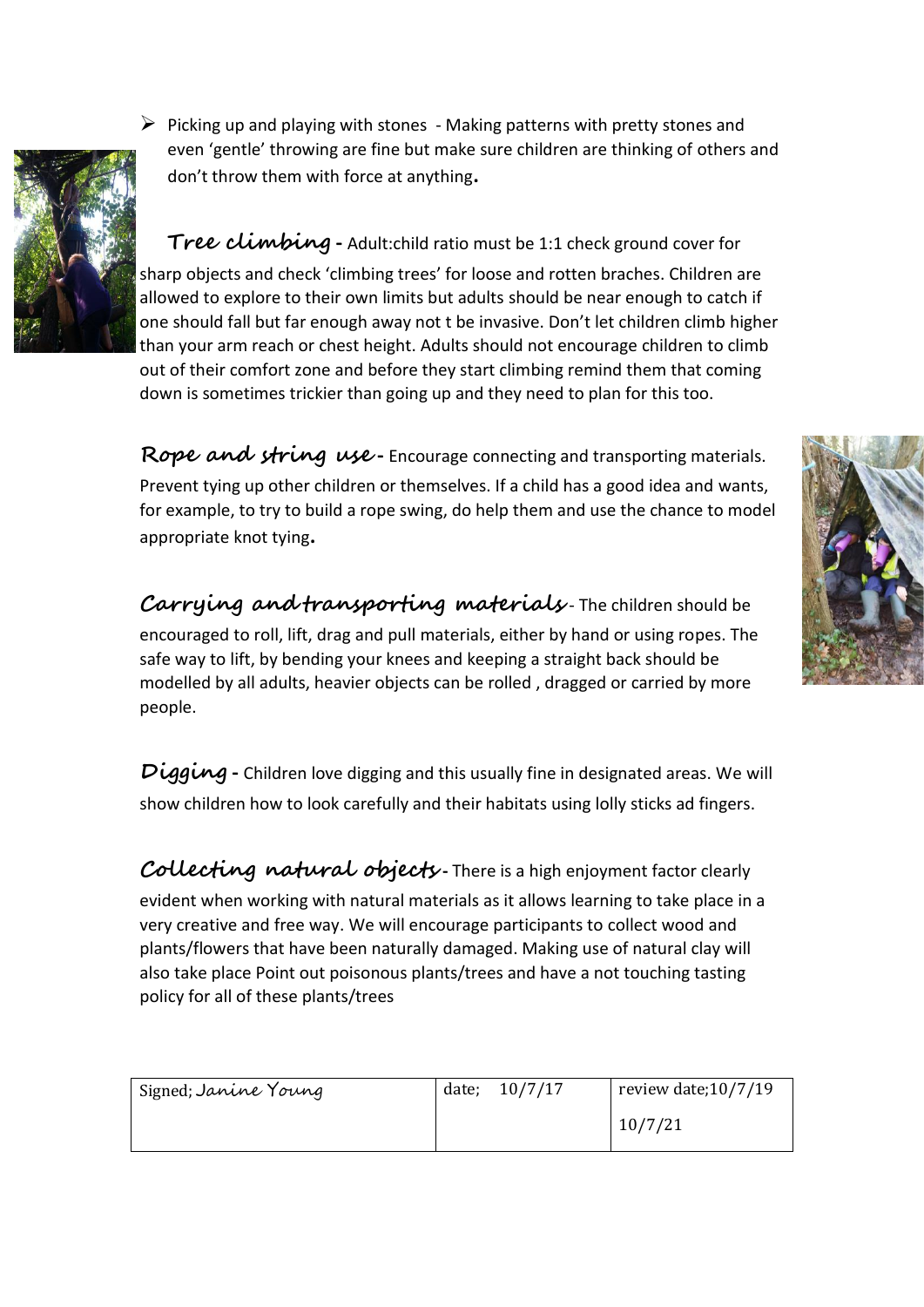- Picking up and playing with stones - Making patterns with pretty stones and even 'gentle' throwing are fine but make sure children are thinking of others and don't throw them with force at anything**.**

**Tree climbing -** Adult:child ratio must be 1:1 check ground cover for sharp objects and check 'climbing trees' for loose and rotten braches. Children are allowed to explore to their own limits but adults should be near enough to catch if one should fall but far enough away not t be invasive. Don't let children climb higher than your arm reach or chest height. Adults should not encourage children to climb out of their comfort zone and before they start climbing remind them that coming down is sometimes trickier than going up and they need to plan for this too.

**Rope and string use -** Encourage connecting and transporting materials. Prevent tying up other children or themselves. If a child has a good idea and wants, for example, to try to build a rope swing, do help them and use the chance to model appropriate knot tying**.**

**Carrying and transporting materials** - The children should be encouraged to roll, lift, drag and pull materials, either by hand or using ropes. The safe way to lift, by bending your knees and keeping a straight back should be modelled by all adults, heavier objects can be rolled , dragged or carried by more people.

**Digging -** Children love digging and this usually fine in designated areas. We will show children how to look carefully and their habitats using lolly sticks ad fingers.

**Collecting natural objects** - There is a high enjoyment factor clearly evident when working with natural materials as it allows learning to take place in a very creative and free way. We will encourage participants to collect wood and plants/flowers that have been naturally damaged. Making use of natural clay will also take place Point out poisonous plants/trees and have a not touching tasting policy for all of these plants/trees

| | | |
|---|---|---|
| Signed; Janine Young | date; 10/7/17 | review date;10/7/19<br><br>10/7/21 |